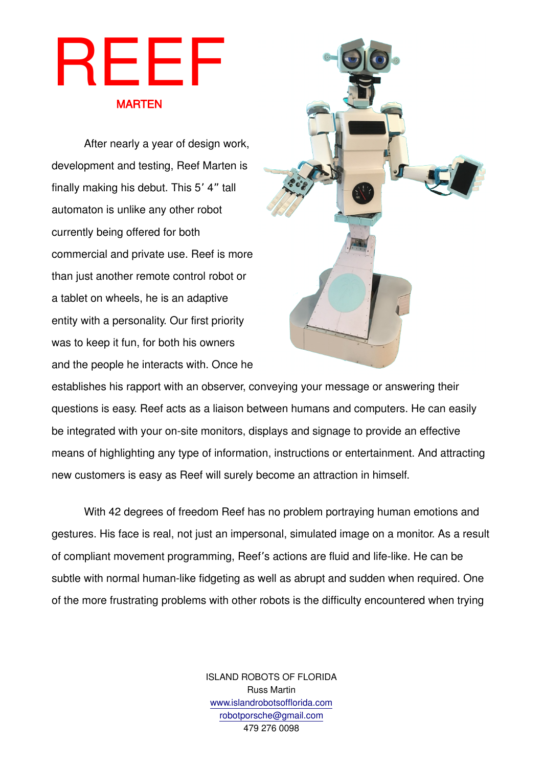# REEF

## MARTEN

After nearly a year of design work, development and testing, Reef Marten is finally making his debut. This 5′ 4″ tall automaton is unlike any other robot currently being offered for both commercial and private use. Reef is more than just another remote control robot or a tablet on wheels, he is an adaptive entity with a personality. Our first priority was to keep it fun, for both his owners and the people he interacts with. Once he establishes his rapport with an observer, conveying your message or answering their questions is easy. Reef acts as a liaison between humans and computers. He can easily be integrated with your on-site monitors, displays and signage to provide an effective means of highlighting any type of information, instructions or entertainment. And attracting new customers is easy as Reef will surely become an attraction in himself.

With 42 degrees of freedom Reef has no problem portraying human emotions and gestures. His face is real, not just an impersonal, simulated image on a monitor. As a result of compliant movement programming, Reef′s actions are fluid and life-like. He can be subtle with normal human-like fidgeting as well as abrupt and sudden when required. One of the more frustrating problems with other robots is the difficulty encountered when trying

ISLAND ROBOTS OF FLORIDA
Russ Martin
www.islandrobotsofflorida.com
robotporsche@gmail.com
479 276 0098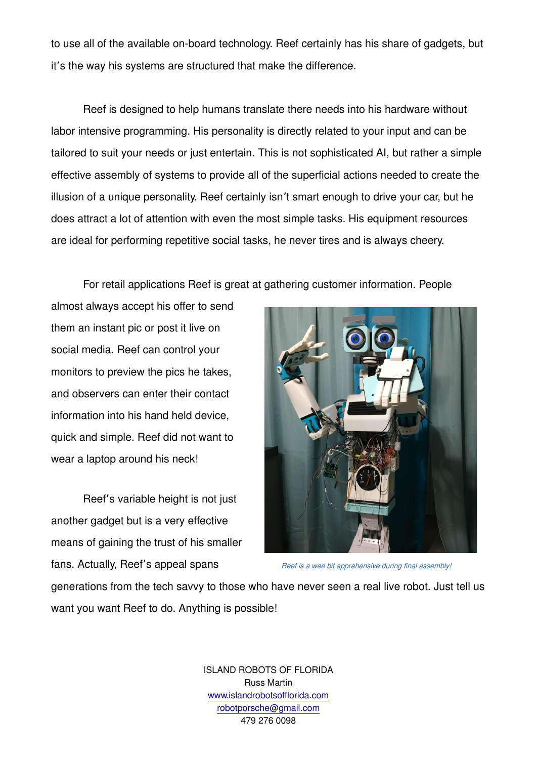to use all of the available on-board technology. Reef certainly has his share of gadgets, but it's the way his systems are structured that make the difference.

Reef is designed to help humans translate there needs into his hardware without labor intensive programming. His personality is directly related to your input and can be tailored to suit your needs or just entertain. This is not sophisticated AI, but rather a simple effective assembly of systems to provide all of the superficial actions needed to create the illusion of a unique personality. Reef certainly isn't smart enough to drive your car, but he does attract a lot of attention with even the most simple tasks. His equipment resources are ideal for performing repetitive social tasks, he never tires and is always cheery.

For retail applications Reef is great at gathering customer information. People almost always accept his offer to send them an instant pic or post it live on social media. Reef can control your monitors to preview the pics he takes, and observers can enter their contact information into his hand held device, quick and simple. Reef did not want to wear a laptop around his neck!

*Reef is a wee bit apprehensive during final assembly!*

Reef's variable height is not just another gadget but is a very effective means of gaining the trust of his smaller fans. Actually, Reef's appeal spans generations from the tech savvy to those who have never seen a real live robot. Just tell us want you want Reef to do. Anything is possible!

ISLAND ROBOTS OF FLORIDA
Russ Martin
www.islandrobotsofflorida.com
robotporsche@gmail.com
479 276 0098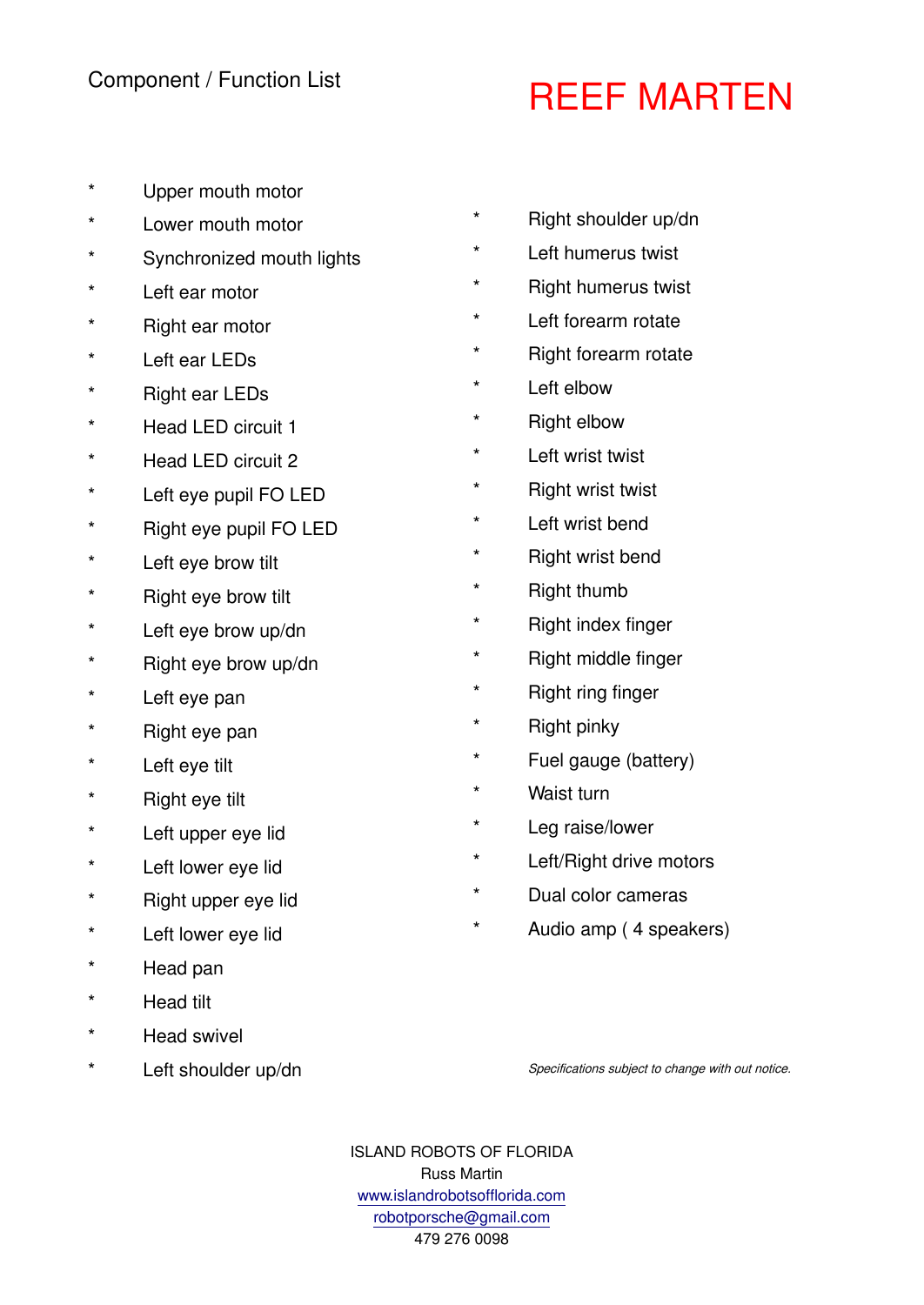Component / Function List

# REEF MARTEN

* Upper mouth motor
* Lower mouth motor
* Synchronized mouth lights
* Left ear motor
* Right ear motor
* Left ear LEDs
* Right ear LEDs
* Head LED circuit 1
* Head LED circuit 2
* Left eye pupil FO LED
* Right eye pupil FO LED
* Left eye brow tilt
* Right eye brow tilt
* Left eye brow up/dn
* Right eye brow up/dn
* Left eye pan
* Right eye pan
* Left eye tilt
* Right eye tilt
* Left upper eye lid
* Left lower eye lid
* Right upper eye lid
* Left lower eye lid
* Head pan
* Head tilt
* Head swivel
* Left shoulder up/dn
* Right shoulder up/dn
* Left humerus twist
* Right humerus twist
* Left forearm rotate
* Right forearm rotate
* Left elbow
* Right elbow
* Left wrist twist
* Right wrist twist
* Left wrist bend
* Right wrist bend
* Right thumb
* Right index finger
* Right middle finger
* Right ring finger
* Right pinky
* Fuel gauge (battery)
* Waist turn
* Leg raise/lower
* Left/Right drive motors
* Dual color cameras
* Audio amp ( 4 speakers)

*Specifications subject to change with out notice.*

ISLAND ROBOTS OF FLORIDA
Russ Martin
www.islandrobotsofflorida.com
robotporsche@gmail.com
479 276 0098